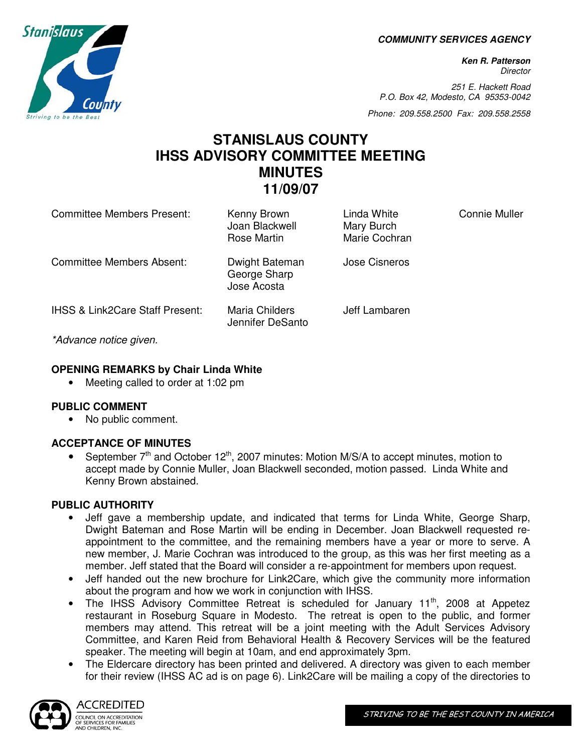**COMMUNITY SERVICES AGENCY**

***Ken R. Patterson***
*Director*

*251 E. Hackett Road*
*P.O. Box 42, Modesto, CA 95353-0042*

*Phone: 209.558.2500 Fax: 209.558.2558*

# STANISLAUS COUNTY IHSS ADVISORY COMMITTEE MEETING MINUTES 11/09/07

| | | | |
|---|---|---|---|
| Committee Members Present: | Kenny Brown<br>Joan Blackwell<br>Rose Martin | Linda White<br>Mary Burch<br>Marie Cochran | Connie Muller |
| Committee Members Absent: | Dwight Bateman<br>George Sharp<br>Jose Acosta | Jose Cisneros | |
| IHSS & Link2Care Staff Present: | Maria Childers<br>Jennifer DeSanto | Jeff Lambaren | |

*\*Advance notice given.*

**OPENING REMARKS by Chair Linda White**

- Meeting called to order at 1:02 pm

**PUBLIC COMMENT**

- No public comment.

**ACCEPTANCE OF MINUTES**

- September 7th and October 12th, 2007 minutes: Motion M/S/A to accept minutes, motion to accept made by Connie Muller, Joan Blackwell seconded, motion passed. Linda White and Kenny Brown abstained.

**PUBLIC AUTHORITY**

- Jeff gave a membership update, and indicated that terms for Linda White, George Sharp, Dwight Bateman and Rose Martin will be ending in December. Joan Blackwell requested re-appointment to the committee, and the remaining members have a year or more to serve. A new member, J. Marie Cochran was introduced to the group, as this was her first meeting as a member. Jeff stated that the Board will consider a re-appointment for members upon request.
- Jeff handed out the new brochure for Link2Care, which give the community more information about the program and how we work in conjunction with IHSS.
- The IHSS Advisory Committee Retreat is scheduled for January 11th, 2008 at Appetez restaurant in Roseburg Square in Modesto. The retreat is open to the public, and former members may attend. This retreat will be a joint meeting with the Adult Services Advisory Committee, and Karen Reid from Behavioral Health & Recovery Services will be the featured speaker. The meeting will begin at 10am, and end approximately 3pm.
- The Eldercare directory has been printed and delivered. A directory was given to each member for their review (IHSS AC ad is on page 6). Link2Care will be mailing a copy of the directories to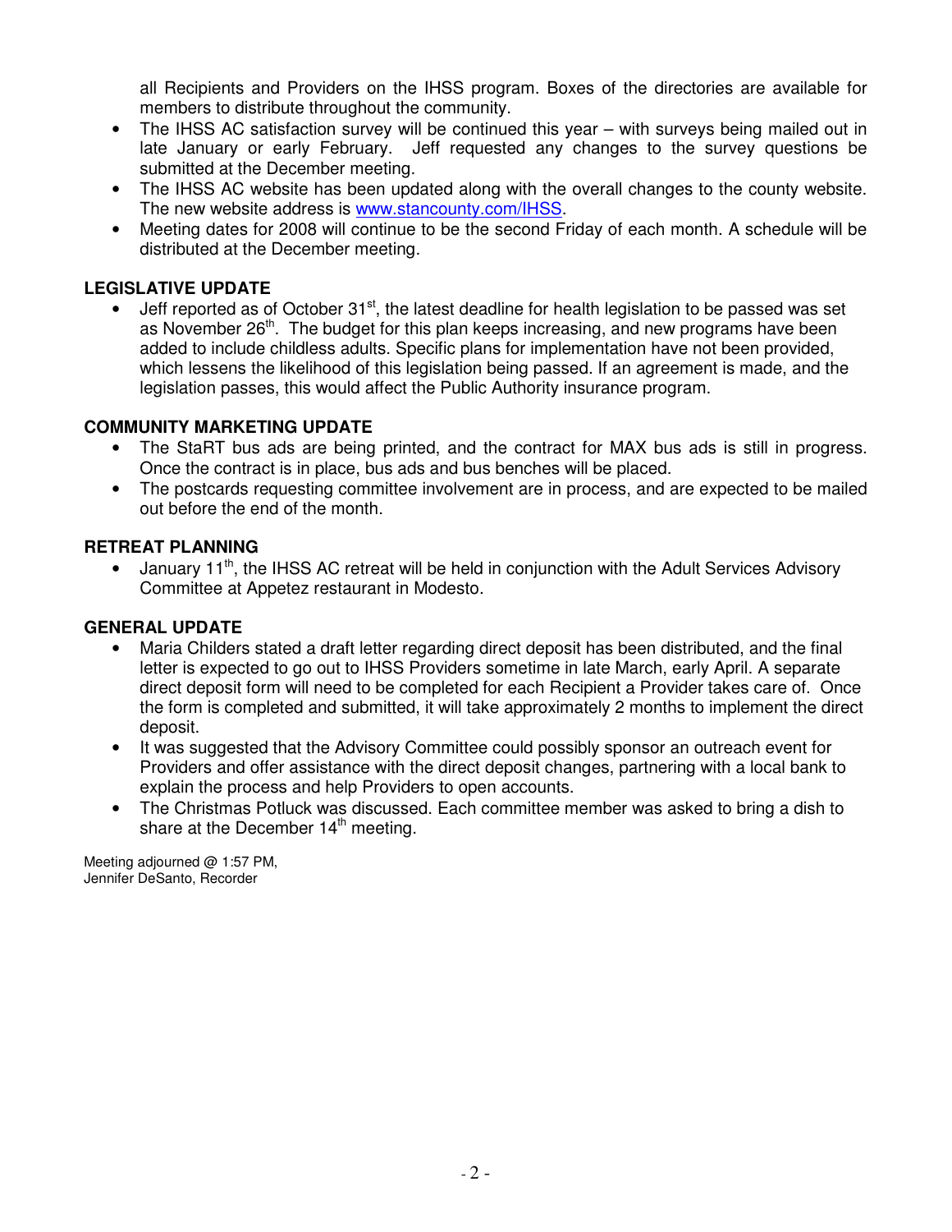all Recipients and Providers on the IHSS program. Boxes of the directories are available for members to distribute throughout the community.

- The IHSS AC satisfaction survey will be continued this year – with surveys being mailed out in late January or early February. Jeff requested any changes to the survey questions be submitted at the December meeting.
- The IHSS AC website has been updated along with the overall changes to the county website. The new website address is www.stancounty.com/IHSS.
- Meeting dates for 2008 will continue to be the second Friday of each month. A schedule will be distributed at the December meeting.

**LEGISLATIVE UPDATE**

- Jeff reported as of October 31st, the latest deadline for health legislation to be passed was set as November 26th. The budget for this plan keeps increasing, and new programs have been added to include childless adults. Specific plans for implementation have not been provided, which lessens the likelihood of this legislation being passed. If an agreement is made, and the legislation passes, this would affect the Public Authority insurance program.

**COMMUNITY MARKETING UPDATE**

- The StaRT bus ads are being printed, and the contract for MAX bus ads is still in progress. Once the contract is in place, bus ads and bus benches will be placed.
- The postcards requesting committee involvement are in process, and are expected to be mailed out before the end of the month.

**RETREAT PLANNING**

- January 11th, the IHSS AC retreat will be held in conjunction with the Adult Services Advisory Committee at Appetez restaurant in Modesto.

**GENERAL UPDATE**

- Maria Childers stated a draft letter regarding direct deposit has been distributed, and the final letter is expected to go out to IHSS Providers sometime in late March, early April. A separate direct deposit form will need to be completed for each Recipient a Provider takes care of. Once the form is completed and submitted, it will take approximately 2 months to implement the direct deposit.
- It was suggested that the Advisory Committee could possibly sponsor an outreach event for Providers and offer assistance with the direct deposit changes, partnering with a local bank to explain the process and help Providers to open accounts.
- The Christmas Potluck was discussed. Each committee member was asked to bring a dish to share at the December 14th meeting.

Meeting adjourned @ 1:57 PM,
Jennifer DeSanto, Recorder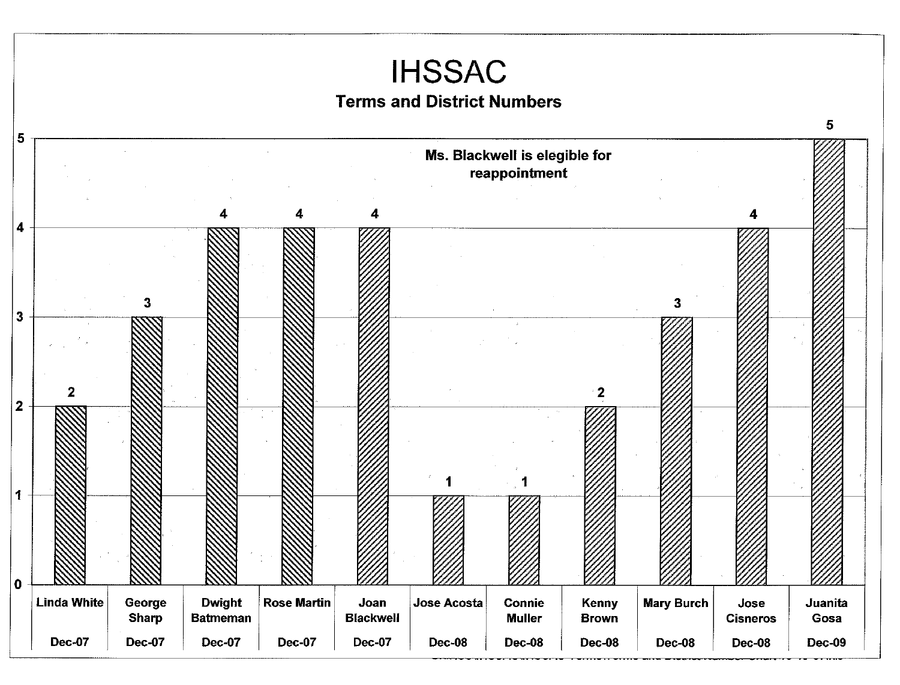# IHSSAC

### Terms and District Numbers

Ms. Blackwell is elegible for reappointment

| Name | Term | District Number |
|---|---|---|
| Linda White | Dec-07 | 2 |
| George Sharp | Dec-07 | 3 |
| Dwight Batmeman | Dec-07 | 4 |
| Rose Martin | Dec-07 | 4 |
| Joan Blackwell | Dec-07 | 4 |
| Jose Acosta | Dec-08 | 1 |
| Connie Muller | Dec-08 | 1 |
| Kenny Brown | Dec-08 | 2 |
| Mary Burch | Dec-08 | 3 |
| Jose Cisneros | Dec-08 | 4 |
| Juanita Gosa | Dec-09 | 5 |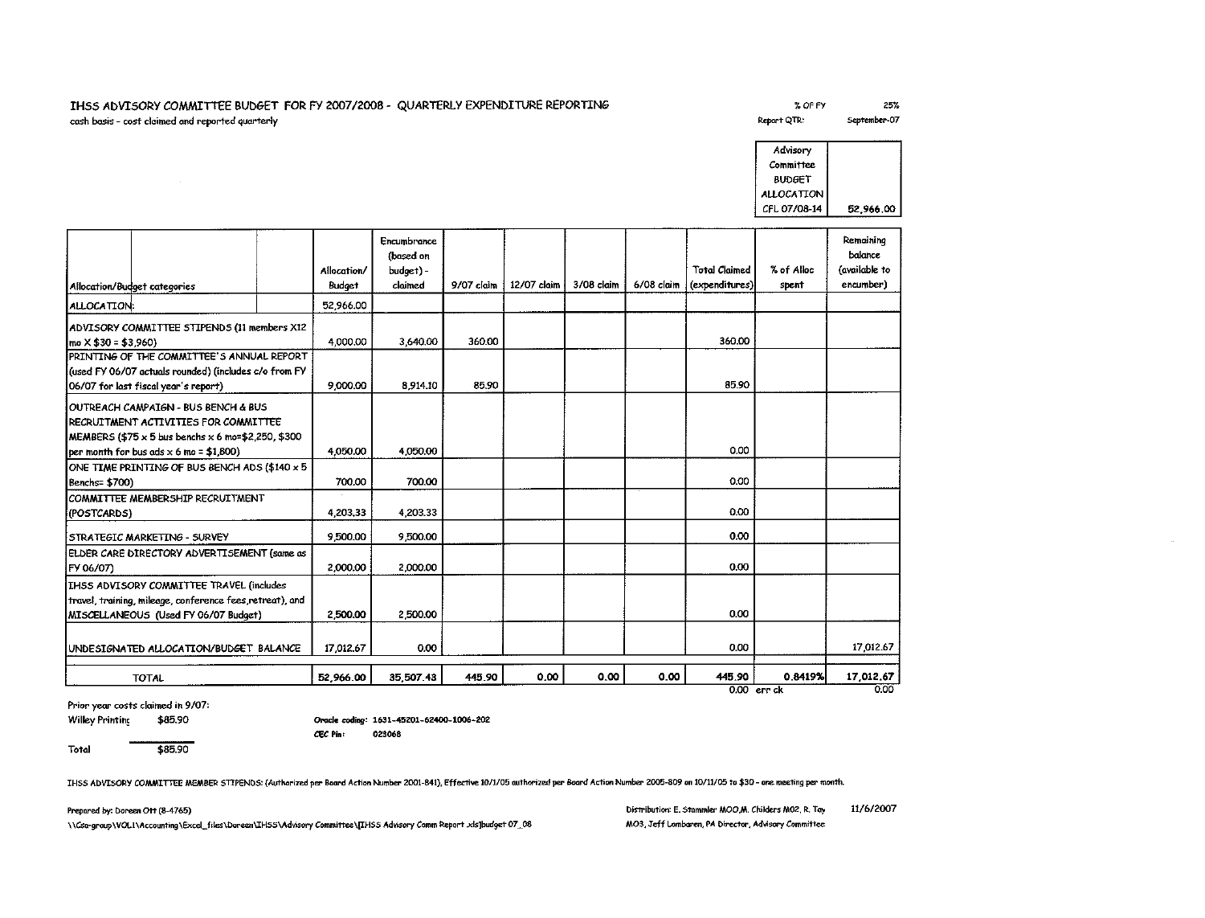# IHSS ADVISORY COMMITTEE BUDGET FOR FY 2007/2008 - QUARTERLY EXPENDITURE REPORTING

cash basis - cost claimed and reported quarterly

% OF FY: 25%
Report QTR: September-07

| | |
|---|---|
| Advisory Committee BUDGET ALLOCATION CFL 07/08-14 | 52,966.00 |

| Allocation/Budget categories | Allocation/ Budget | Encumbrance (based on budget) - claimed | 9/07 claim | 12/07 claim | 3/08 claim | 6/08 claim | Total Claimed (expenditures) | % of Alloc spent | Remaining balance (available to encumber) |
|---|---|---|---|---|---|---|---|---|---|
| ALLOCATION: | 52,966.00 | | | | | | | | |
| ADVISORY COMMITTEE STIPENDS (11 members X12 mo X $30 = $3,960) | 4,000.00 | 3,640.00 | 360.00 | | | | 360.00 | | |
| PRINTING OF THE COMMITTEE'S ANNUAL REPORT (used FY 06/07 actuals rounded) (includes c/o from FY 06/07 for last fiscal year's report) | 9,000.00 | 8,914.10 | 85.90 | | | | 85.90 | | |
| OUTREACH CAMPAIGN - BUS BENCH & BUS RECRUITMENT ACTIVITIES FOR COMMITTEE MEMBERS ($75 x 5 bus benchs x 6 mo=$2,250, $300 per month for bus ads x 6 mo = $1,800) | 4,050.00 | 4,050.00 | | | | | 0.00 | | |
| ONE TIME PRINTING OF BUS BENCH ADS ($140 x 5 Benchs= $700) | 700.00 | 700.00 | | | | | 0.00 | | |
| COMMITTEE MEMBERSHIP RECRUITMENT (POSTCARDS) | 4,203.33 | 4,203.33 | | | | | 0.00 | | |
| STRATEGIC MARKETING - SURVEY | 9,500.00 | 9,500.00 | | | | | 0.00 | | |
| ELDER CARE DIRECTORY ADVERTISEMENT (same as FY 06/07) | 2,000.00 | 2,000.00 | | | | | 0.00 | | |
| IHSS ADVISORY COMMITTEE TRAVEL (includes travel, training, mileage, conference fees,retreat), and MISCELLANEOUS (Used FY 06/07 Budget) | 2,500.00 | 2,500.00 | | | | | 0.00 | | |
| UNDESIGNATED ALLOCATION/BUDGET BALANCE | 17,012.67 | 0.00 | | | | | 0.00 | | 17,012.67 |
| TOTAL | 52,966.00 | 35,507.43 | 445.90 | 0.00 | 0.00 | 0.00 | 445.90 | 0.8419% | 17,012.67 |
| | | | | | | | 0.00 | err ck | 0.00 |

Prior year costs claimed in 9/07:

| | |
|---|---|
| Willey Printing | $85.90 |
| Total | $85.90 |

Oracle coding: 1631-45201-62400-1006-202
CEC Pin: 023068

IHSS ADVISORY COMMITTEE MEMBER STIPENDS: (Authorized per Board Action Number 2001-841), Effective 10/1/05 authorized per Board Action Number 2005-809 on 10/11/05 to $30 - one meeting per month.

Prepared by: Doreen Ott (8-4765)

\\Csa-group\VOL1\Accounting\Excel_files\Doreen\IHSS\Advisory Committee\[IHSS Advisory Comm Report .xls]budget 07_08

Distribution: E. Stammler MOO,M. Childers MO2, R. Tay MO3, Jeff Lombaren, PA Director, Advisory Committee

11/6/2007